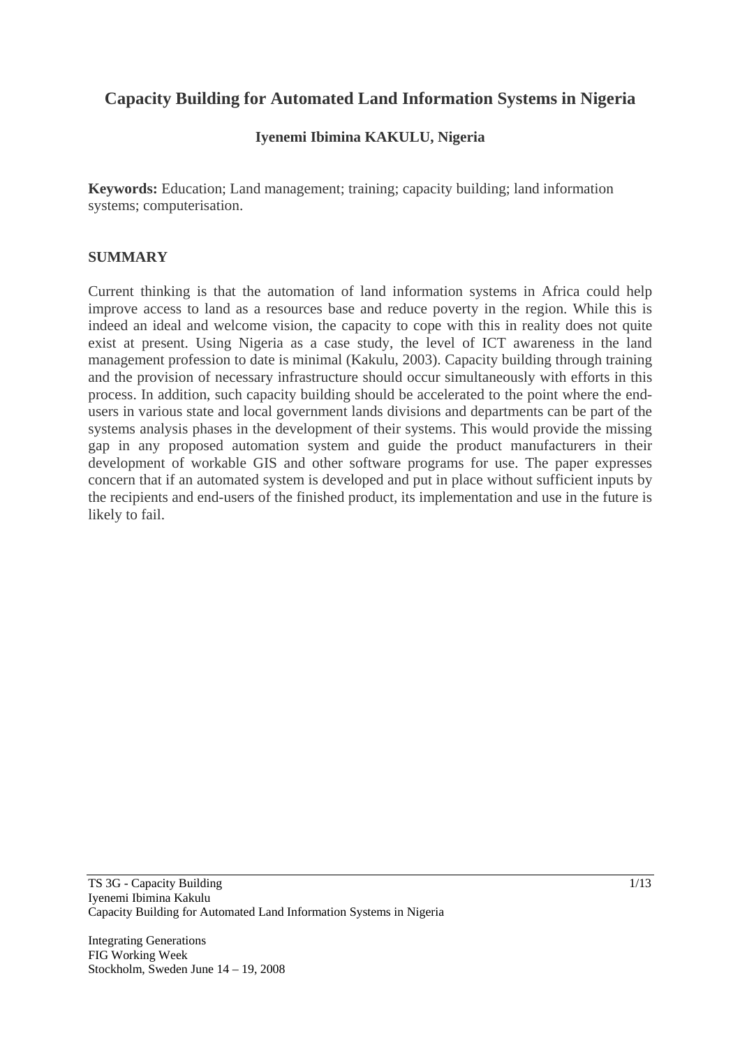# Capacity Building for Automated Land Information Systems in Nigeria

**Iyenemi Ibimina KAKULU, Nigeria**

**Keywords:** Education; Land management; training; capacity building; land information systems; computerisation.

## SUMMARY

Current thinking is that the automation of land information systems in Africa could help improve access to land as a resources base and reduce poverty in the region. While this is indeed an ideal and welcome vision, the capacity to cope with this in reality does not quite exist at present. Using Nigeria as a case study, the level of ICT awareness in the land management profession to date is minimal (Kakulu, 2003). Capacity building through training and the provision of necessary infrastructure should occur simultaneously with efforts in this process. In addition, such capacity building should be accelerated to the point where the end-users in various state and local government lands divisions and departments can be part of the systems analysis phases in the development of their systems. This would provide the missing gap in any proposed automation system and guide the product manufacturers in their development of workable GIS and other software programs for use. The paper expresses concern that if an automated system is developed and put in place without sufficient inputs by the recipients and end-users of the finished product, its implementation and use in the future is likely to fail.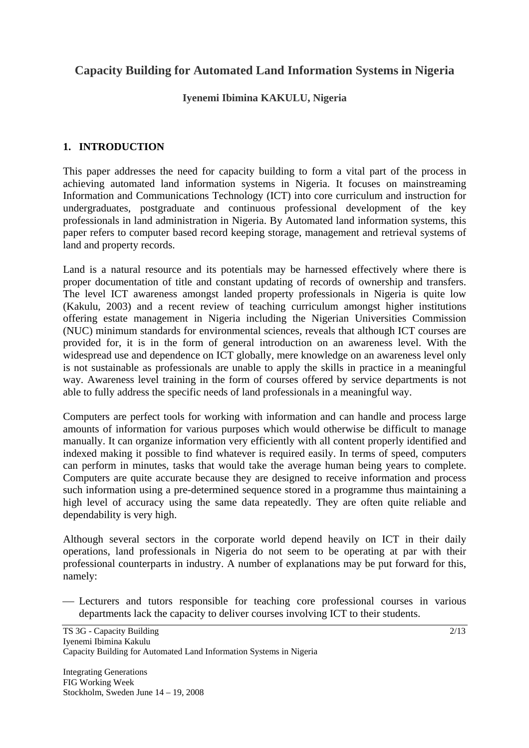# Capacity Building for Automated Land Information Systems in Nigeria

**Iyenemi Ibimina KAKULU, Nigeria**

## 1. INTRODUCTION

This paper addresses the need for capacity building to form a vital part of the process in achieving automated land information systems in Nigeria. It focuses on mainstreaming Information and Communications Technology (ICT) into core curriculum and instruction for undergraduates, postgraduate and continuous professional development of the key professionals in land administration in Nigeria. By Automated land information systems, this paper refers to computer based record keeping storage, management and retrieval systems of land and property records.

Land is a natural resource and its potentials may be harnessed effectively where there is proper documentation of title and constant updating of records of ownership and transfers. The level ICT awareness amongst landed property professionals in Nigeria is quite low (Kakulu, 2003) and a recent review of teaching curriculum amongst higher institutions offering estate management in Nigeria including the Nigerian Universities Commission (NUC) minimum standards for environmental sciences, reveals that although ICT courses are provided for, it is in the form of general introduction on an awareness level. With the widespread use and dependence on ICT globally, mere knowledge on an awareness level only is not sustainable as professionals are unable to apply the skills in practice in a meaningful way. Awareness level training in the form of courses offered by service departments is not able to fully address the specific needs of land professionals in a meaningful way.

Computers are perfect tools for working with information and can handle and process large amounts of information for various purposes which would otherwise be difficult to manage manually. It can organize information very efficiently with all content properly identified and indexed making it possible to find whatever is required easily. In terms of speed, computers can perform in minutes, tasks that would take the average human being years to complete. Computers are quite accurate because they are designed to receive information and process such information using a pre-determined sequence stored in a programme thus maintaining a high level of accuracy using the same data repeatedly. They are often quite reliable and dependability is very high.

Although several sectors in the corporate world depend heavily on ICT in their daily operations, land professionals in Nigeria do not seem to be operating at par with their professional counterparts in industry. A number of explanations may be put forward for this, namely:

- Lecturers and tutors responsible for teaching core professional courses in various departments lack the capacity to deliver courses involving ICT to their students.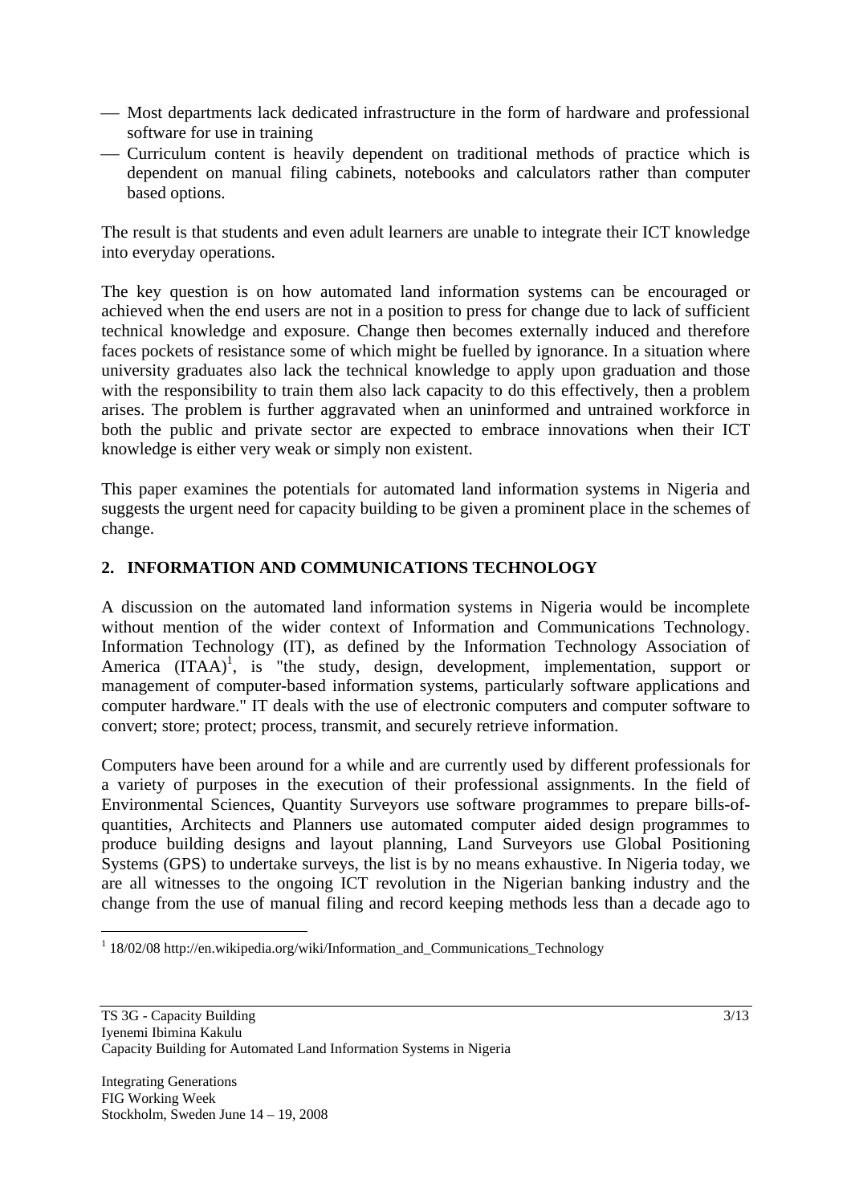- Most departments lack dedicated infrastructure in the form of hardware and professional software for use in training
- Curriculum content is heavily dependent on traditional methods of practice which is dependent on manual filing cabinets, notebooks and calculators rather than computer based options.

The result is that students and even adult learners are unable to integrate their ICT knowledge into everyday operations.

The key question is on how automated land information systems can be encouraged or achieved when the end users are not in a position to press for change due to lack of sufficient technical knowledge and exposure. Change then becomes externally induced and therefore faces pockets of resistance some of which might be fuelled by ignorance. In a situation where university graduates also lack the technical knowledge to apply upon graduation and those with the responsibility to train them also lack capacity to do this effectively, then a problem arises. The problem is further aggravated when an uninformed and untrained workforce in both the public and private sector are expected to embrace innovations when their ICT knowledge is either very weak or simply non existent.

This paper examines the potentials for automated land information systems in Nigeria and suggests the urgent need for capacity building to be given a prominent place in the schemes of change.

## 2. INFORMATION AND COMMUNICATIONS TECHNOLOGY

A discussion on the automated land information systems in Nigeria would be incomplete without mention of the wider context of Information and Communications Technology. Information Technology (IT), as defined by the Information Technology Association of America (ITAA)[1], is "the study, design, development, implementation, support or management of computer-based information systems, particularly software applications and computer hardware." IT deals with the use of electronic computers and computer software to convert; store; protect; process, transmit, and securely retrieve information.

Computers have been around for a while and are currently used by different professionals for a variety of purposes in the execution of their professional assignments. In the field of Environmental Sciences, Quantity Surveyors use software programmes to prepare bills-of-quantities, Architects and Planners use automated computer aided design programmes to produce building designs and layout planning, Land Surveyors use Global Positioning Systems (GPS) to undertake surveys, the list is by no means exhaustive. In Nigeria today, we are all witnesses to the ongoing ICT revolution in the Nigerian banking industry and the change from the use of manual filing and record keeping methods less than a decade ago to

[1] 18/02/08 http://en.wikipedia.org/wiki/Information_and_Communications_Technology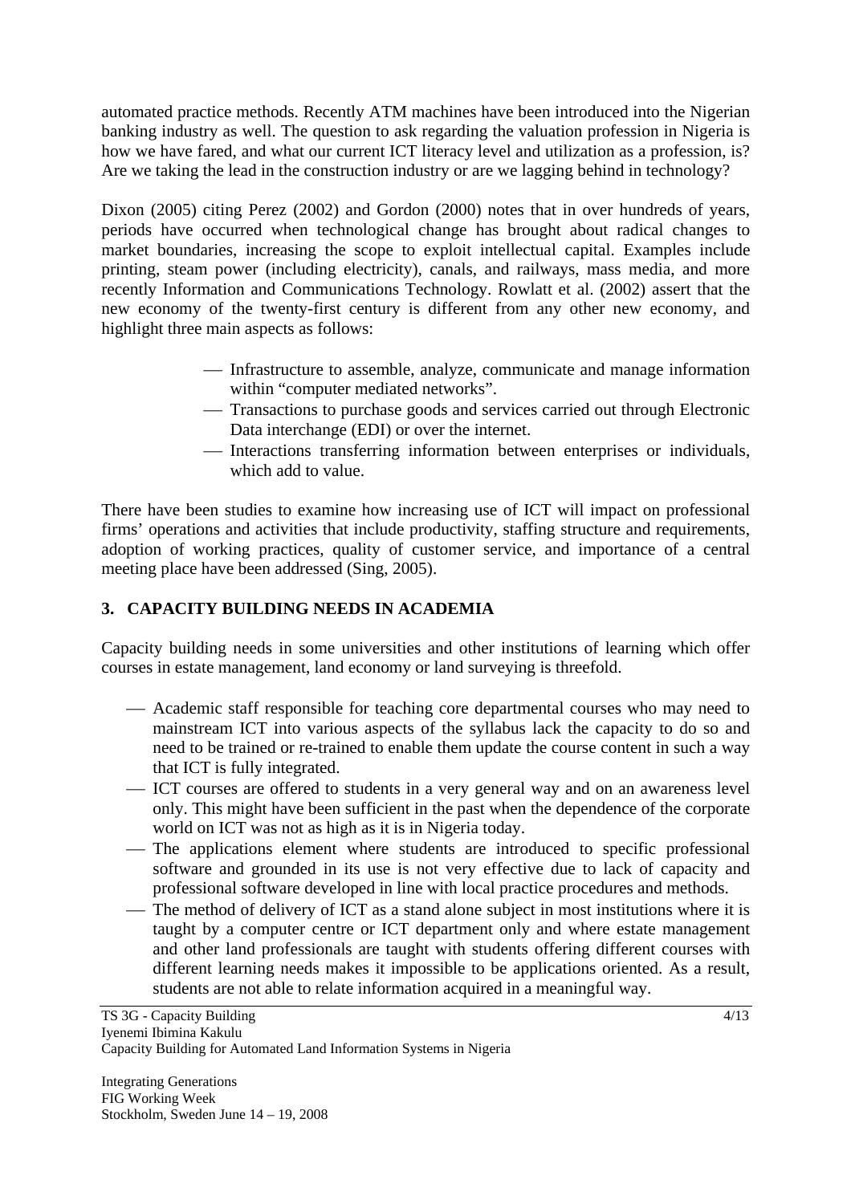automated practice methods. Recently ATM machines have been introduced into the Nigerian banking industry as well. The question to ask regarding the valuation profession in Nigeria is how we have fared, and what our current ICT literacy level and utilization as a profession, is? Are we taking the lead in the construction industry or are we lagging behind in technology?

Dixon (2005) citing Perez (2002) and Gordon (2000) notes that in over hundreds of years, periods have occurred when technological change has brought about radical changes to market boundaries, increasing the scope to exploit intellectual capital. Examples include printing, steam power (including electricity), canals, and railways, mass media, and more recently Information and Communications Technology. Rowlatt et al. (2002) assert that the new economy of the twenty-first century is different from any other new economy, and highlight three main aspects as follows:

- Infrastructure to assemble, analyze, communicate and manage information within "computer mediated networks".
- Transactions to purchase goods and services carried out through Electronic Data interchange (EDI) or over the internet.
- Interactions transferring information between enterprises or individuals, which add to value.

There have been studies to examine how increasing use of ICT will impact on professional firms' operations and activities that include productivity, staffing structure and requirements, adoption of working practices, quality of customer service, and importance of a central meeting place have been addressed (Sing, 2005).

## 3. CAPACITY BUILDING NEEDS IN ACADEMIA

Capacity building needs in some universities and other institutions of learning which offer courses in estate management, land economy or land surveying is threefold.

- Academic staff responsible for teaching core departmental courses who may need to mainstream ICT into various aspects of the syllabus lack the capacity to do so and need to be trained or re-trained to enable them update the course content in such a way that ICT is fully integrated.
- ICT courses are offered to students in a very general way and on an awareness level only. This might have been sufficient in the past when the dependence of the corporate world on ICT was not as high as it is in Nigeria today.
- The applications element where students are introduced to specific professional software and grounded in its use is not very effective due to lack of capacity and professional software developed in line with local practice procedures and methods.
- The method of delivery of ICT as a stand alone subject in most institutions where it is taught by a computer centre or ICT department only and where estate management and other land professionals are taught with students offering different courses with different learning needs makes it impossible to be applications oriented. As a result, students are not able to relate information acquired in a meaningful way.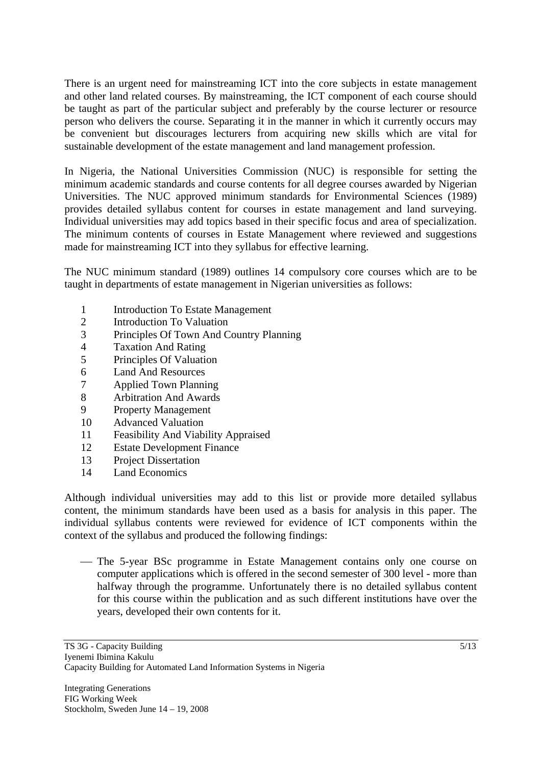There is an urgent need for mainstreaming ICT into the core subjects in estate management and other land related courses. By mainstreaming, the ICT component of each course should be taught as part of the particular subject and preferably by the course lecturer or resource person who delivers the course. Separating it in the manner in which it currently occurs may be convenient but discourages lecturers from acquiring new skills which are vital for sustainable development of the estate management and land management profession.

In Nigeria, the National Universities Commission (NUC) is responsible for setting the minimum academic standards and course contents for all degree courses awarded by Nigerian Universities. The NUC approved minimum standards for Environmental Sciences (1989) provides detailed syllabus content for courses in estate management and land surveying. Individual universities may add topics based in their specific focus and area of specialization. The minimum contents of courses in Estate Management where reviewed and suggestions made for mainstreaming ICT into they syllabus for effective learning.

The NUC minimum standard (1989) outlines 14 compulsory core courses which are to be taught in departments of estate management in Nigerian universities as follows:

1. Introduction To Estate Management
2. Introduction To Valuation
3. Principles Of Town And Country Planning
4. Taxation And Rating
5. Principles Of Valuation
6. Land And Resources
7. Applied Town Planning
8. Arbitration And Awards
9. Property Management
10. Advanced Valuation
11. Feasibility And Viability Appraised
12. Estate Development Finance
13. Project Dissertation
14. Land Economics

Although individual universities may add to this list or provide more detailed syllabus content, the minimum standards have been used as a basis for analysis in this paper. The individual syllabus contents were reviewed for evidence of ICT components within the context of the syllabus and produced the following findings:

- The 5-year BSc programme in Estate Management contains only one course on computer applications which is offered in the second semester of 300 level - more than halfway through the programme. Unfortunately there is no detailed syllabus content for this course within the publication and as such different institutions have over the years, developed their own contents for it.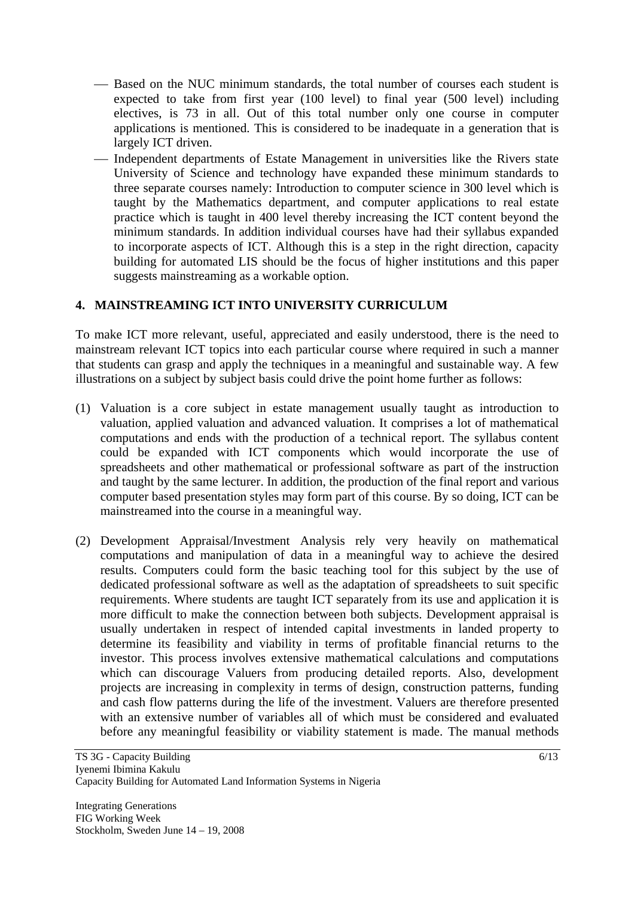- Based on the NUC minimum standards, the total number of courses each student is expected to take from first year (100 level) to final year (500 level) including electives, is 73 in all. Out of this total number only one course in computer applications is mentioned. This is considered to be inadequate in a generation that is largely ICT driven.
- Independent departments of Estate Management in universities like the Rivers state University of Science and technology have expanded these minimum standards to three separate courses namely: Introduction to computer science in 300 level which is taught by the Mathematics department, and computer applications to real estate practice which is taught in 400 level thereby increasing the ICT content beyond the minimum standards. In addition individual courses have had their syllabus expanded to incorporate aspects of ICT. Although this is a step in the right direction, capacity building for automated LIS should be the focus of higher institutions and this paper suggests mainstreaming as a workable option.

## 4. MAINSTREAMING ICT INTO UNIVERSITY CURRICULUM

To make ICT more relevant, useful, appreciated and easily understood, there is the need to mainstream relevant ICT topics into each particular course where required in such a manner that students can grasp and apply the techniques in a meaningful and sustainable way. A few illustrations on a subject by subject basis could drive the point home further as follows:

(1) Valuation is a core subject in estate management usually taught as introduction to valuation, applied valuation and advanced valuation. It comprises a lot of mathematical computations and ends with the production of a technical report. The syllabus content could be expanded with ICT components which would incorporate the use of spreadsheets and other mathematical or professional software as part of the instruction and taught by the same lecturer. In addition, the production of the final report and various computer based presentation styles may form part of this course. By so doing, ICT can be mainstreamed into the course in a meaningful way.

(2) Development Appraisal/Investment Analysis rely very heavily on mathematical computations and manipulation of data in a meaningful way to achieve the desired results. Computers could form the basic teaching tool for this subject by the use of dedicated professional software as well as the adaptation of spreadsheets to suit specific requirements. Where students are taught ICT separately from its use and application it is more difficult to make the connection between both subjects. Development appraisal is usually undertaken in respect of intended capital investments in landed property to determine its feasibility and viability in terms of profitable financial returns to the investor. This process involves extensive mathematical calculations and computations which can discourage Valuers from producing detailed reports. Also, development projects are increasing in complexity in terms of design, construction patterns, funding and cash flow patterns during the life of the investment. Valuers are therefore presented with an extensive number of variables all of which must be considered and evaluated before any meaningful feasibility or viability statement is made. The manual methods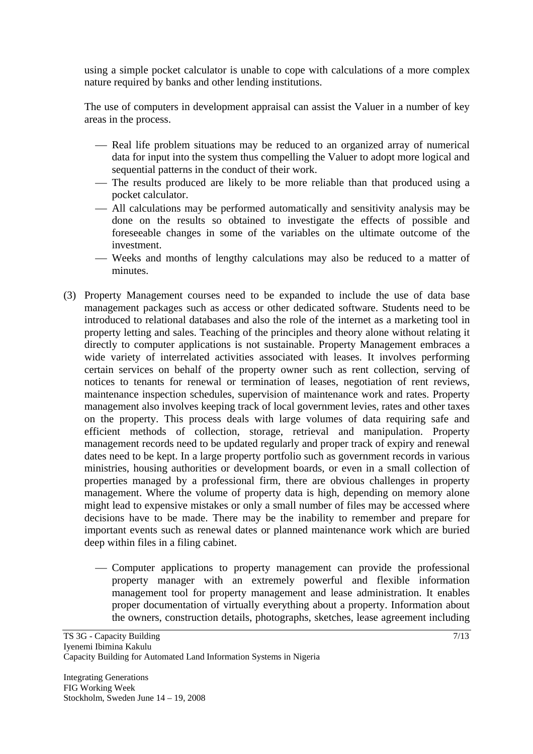using a simple pocket calculator is unable to cope with calculations of a more complex nature required by banks and other lending institutions.

The use of computers in development appraisal can assist the Valuer in a number of key areas in the process.

- Real life problem situations may be reduced to an organized array of numerical data for input into the system thus compelling the Valuer to adopt more logical and sequential patterns in the conduct of their work.
- The results produced are likely to be more reliable than that produced using a pocket calculator.
- All calculations may be performed automatically and sensitivity analysis may be done on the results so obtained to investigate the effects of possible and foreseeable changes in some of the variables on the ultimate outcome of the investment.
- Weeks and months of lengthy calculations may also be reduced to a matter of minutes.

(3) Property Management courses need to be expanded to include the use of data base management packages such as access or other dedicated software. Students need to be introduced to relational databases and also the role of the internet as a marketing tool in property letting and sales. Teaching of the principles and theory alone without relating it directly to computer applications is not sustainable. Property Management embraces a wide variety of interrelated activities associated with leases. It involves performing certain services on behalf of the property owner such as rent collection, serving of notices to tenants for renewal or termination of leases, negotiation of rent reviews, maintenance inspection schedules, supervision of maintenance work and rates. Property management also involves keeping track of local government levies, rates and other taxes on the property. This process deals with large volumes of data requiring safe and efficient methods of collection, storage, retrieval and manipulation. Property management records need to be updated regularly and proper track of expiry and renewal dates need to be kept. In a large property portfolio such as government records in various ministries, housing authorities or development boards, or even in a small collection of properties managed by a professional firm, there are obvious challenges in property management. Where the volume of property data is high, depending on memory alone might lead to expensive mistakes or only a small number of files may be accessed where decisions have to be made. There may be the inability to remember and prepare for important events such as renewal dates or planned maintenance work which are buried deep within files in a filing cabinet.

- Computer applications to property management can provide the professional property manager with an extremely powerful and flexible information management tool for property management and lease administration. It enables proper documentation of virtually everything about a property. Information about the owners, construction details, photographs, sketches, lease agreement including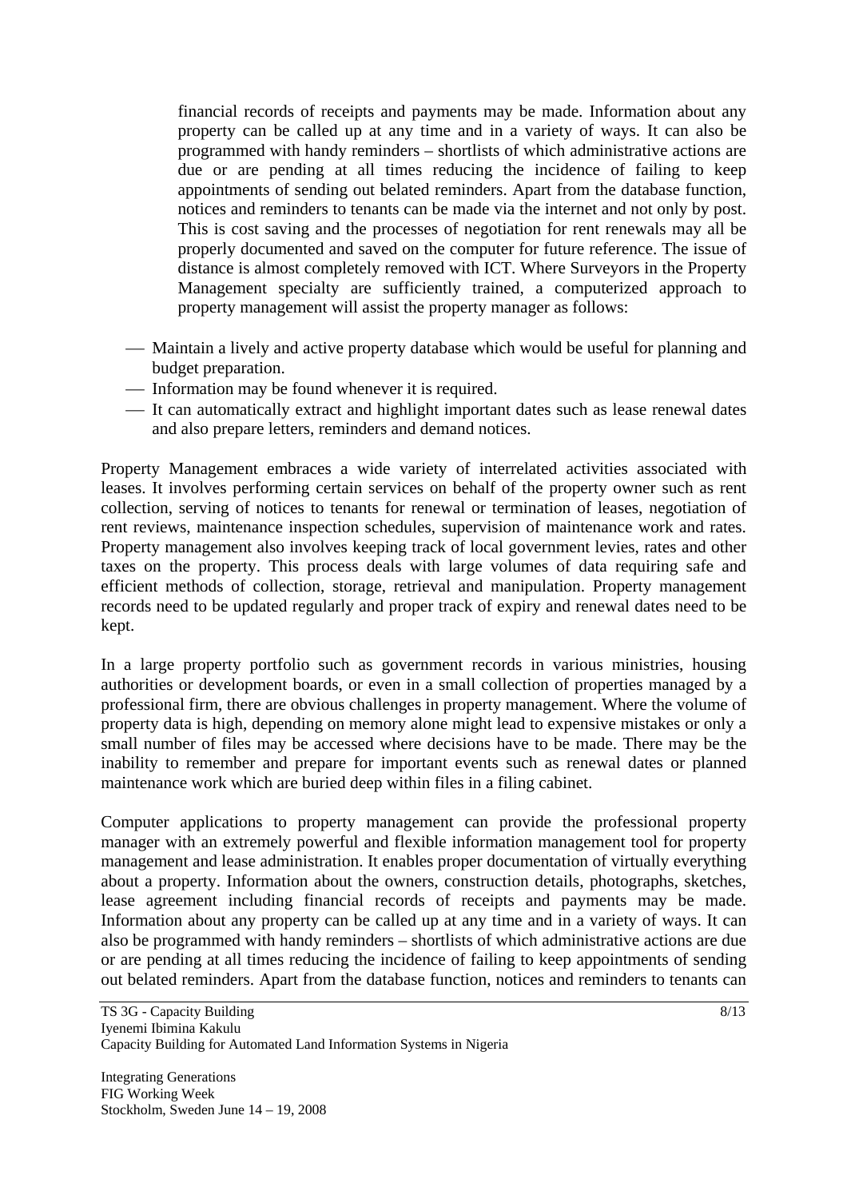financial records of receipts and payments may be made. Information about any property can be called up at any time and in a variety of ways. It can also be programmed with handy reminders – shortlists of which administrative actions are due or are pending at all times reducing the incidence of failing to keep appointments of sending out belated reminders. Apart from the database function, notices and reminders to tenants can be made via the internet and not only by post. This is cost saving and the processes of negotiation for rent renewals may all be properly documented and saved on the computer for future reference. The issue of distance is almost completely removed with ICT. Where Surveyors in the Property Management specialty are sufficiently trained, a computerized approach to property management will assist the property manager as follows:

- Maintain a lively and active property database which would be useful for planning and budget preparation.
- Information may be found whenever it is required.
- It can automatically extract and highlight important dates such as lease renewal dates and also prepare letters, reminders and demand notices.

Property Management embraces a wide variety of interrelated activities associated with leases. It involves performing certain services on behalf of the property owner such as rent collection, serving of notices to tenants for renewal or termination of leases, negotiation of rent reviews, maintenance inspection schedules, supervision of maintenance work and rates. Property management also involves keeping track of local government levies, rates and other taxes on the property. This process deals with large volumes of data requiring safe and efficient methods of collection, storage, retrieval and manipulation. Property management records need to be updated regularly and proper track of expiry and renewal dates need to be kept.

In a large property portfolio such as government records in various ministries, housing authorities or development boards, or even in a small collection of properties managed by a professional firm, there are obvious challenges in property management. Where the volume of property data is high, depending on memory alone might lead to expensive mistakes or only a small number of files may be accessed where decisions have to be made. There may be the inability to remember and prepare for important events such as renewal dates or planned maintenance work which are buried deep within files in a filing cabinet.

Computer applications to property management can provide the professional property manager with an extremely powerful and flexible information management tool for property management and lease administration. It enables proper documentation of virtually everything about a property. Information about the owners, construction details, photographs, sketches, lease agreement including financial records of receipts and payments may be made. Information about any property can be called up at any time and in a variety of ways. It can also be programmed with handy reminders – shortlists of which administrative actions are due or are pending at all times reducing the incidence of failing to keep appointments of sending out belated reminders. Apart from the database function, notices and reminders to tenants can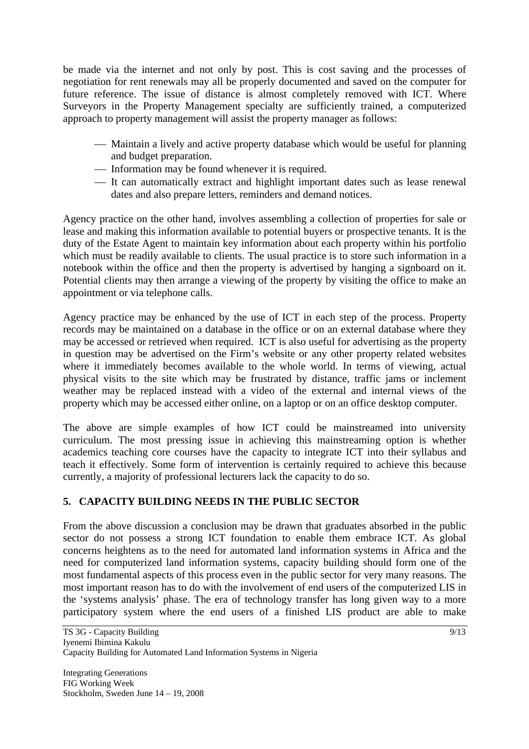be made via the internet and not only by post. This is cost saving and the processes of negotiation for rent renewals may all be properly documented and saved on the computer for future reference. The issue of distance is almost completely removed with ICT. Where Surveyors in the Property Management specialty are sufficiently trained, a computerized approach to property management will assist the property manager as follows:

- Maintain a lively and active property database which would be useful for planning and budget preparation.
- Information may be found whenever it is required.
- It can automatically extract and highlight important dates such as lease renewal dates and also prepare letters, reminders and demand notices.

Agency practice on the other hand, involves assembling a collection of properties for sale or lease and making this information available to potential buyers or prospective tenants. It is the duty of the Estate Agent to maintain key information about each property within his portfolio which must be readily available to clients. The usual practice is to store such information in a notebook within the office and then the property is advertised by hanging a signboard on it. Potential clients may then arrange a viewing of the property by visiting the office to make an appointment or via telephone calls.

Agency practice may be enhanced by the use of ICT in each step of the process. Property records may be maintained on a database in the office or on an external database where they may be accessed or retrieved when required. ICT is also useful for advertising as the property in question may be advertised on the Firm's website or any other property related websites where it immediately becomes available to the whole world. In terms of viewing, actual physical visits to the site which may be frustrated by distance, traffic jams or inclement weather may be replaced instead with a video of the external and internal views of the property which may be accessed either online, on a laptop or on an office desktop computer.

The above are simple examples of how ICT could be mainstreamed into university curriculum. The most pressing issue in achieving this mainstreaming option is whether academics teaching core courses have the capacity to integrate ICT into their syllabus and teach it effectively. Some form of intervention is certainly required to achieve this because currently, a majority of professional lecturers lack the capacity to do so.

## 5. CAPACITY BUILDING NEEDS IN THE PUBLIC SECTOR

From the above discussion a conclusion may be drawn that graduates absorbed in the public sector do not possess a strong ICT foundation to enable them embrace ICT. As global concerns heightens as to the need for automated land information systems in Africa and the need for computerized land information systems, capacity building should form one of the most fundamental aspects of this process even in the public sector for very many reasons. The most important reason has to do with the involvement of end users of the computerized LIS in the 'systems analysis' phase. The era of technology transfer has long given way to a more participatory system where the end users of a finished LIS product are able to make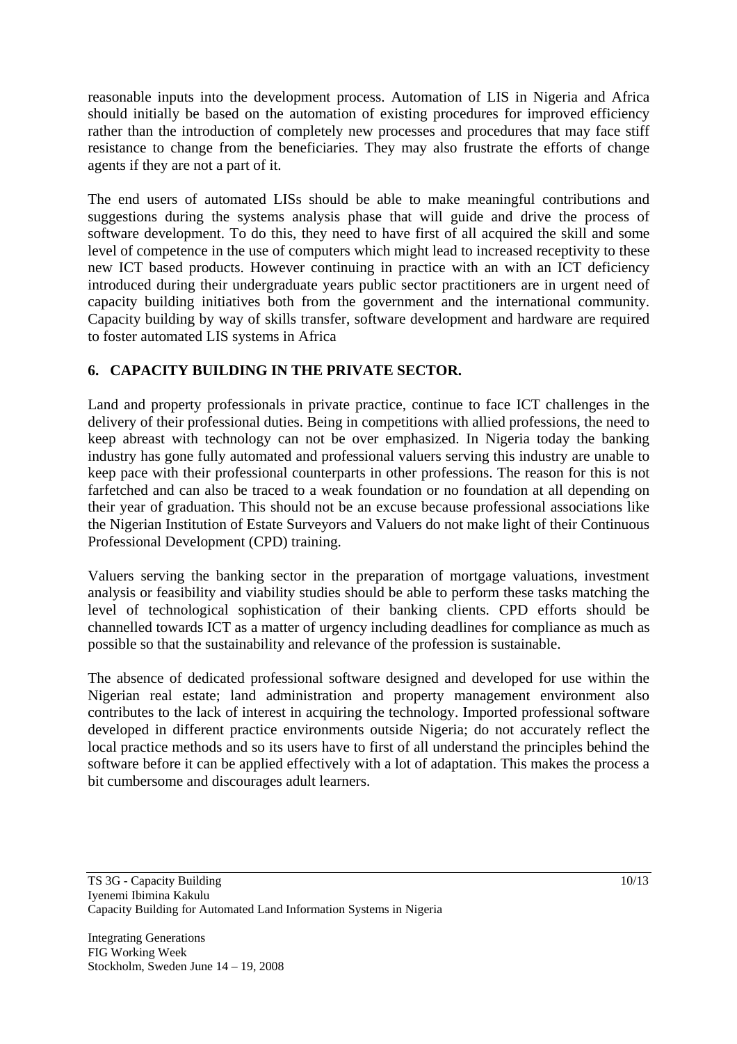reasonable inputs into the development process. Automation of LIS in Nigeria and Africa should initially be based on the automation of existing procedures for improved efficiency rather than the introduction of completely new processes and procedures that may face stiff resistance to change from the beneficiaries. They may also frustrate the efforts of change agents if they are not a part of it.

The end users of automated LISs should be able to make meaningful contributions and suggestions during the systems analysis phase that will guide and drive the process of software development. To do this, they need to have first of all acquired the skill and some level of competence in the use of computers which might lead to increased receptivity to these new ICT based products. However continuing in practice with an with an ICT deficiency introduced during their undergraduate years public sector practitioners are in urgent need of capacity building initiatives both from the government and the international community. Capacity building by way of skills transfer, software development and hardware are required to foster automated LIS systems in Africa

## 6. CAPACITY BUILDING IN THE PRIVATE SECTOR.

Land and property professionals in private practice, continue to face ICT challenges in the delivery of their professional duties. Being in competitions with allied professions, the need to keep abreast with technology can not be over emphasized. In Nigeria today the banking industry has gone fully automated and professional valuers serving this industry are unable to keep pace with their professional counterparts in other professions. The reason for this is not farfetched and can also be traced to a weak foundation or no foundation at all depending on their year of graduation. This should not be an excuse because professional associations like the Nigerian Institution of Estate Surveyors and Valuers do not make light of their Continuous Professional Development (CPD) training.

Valuers serving the banking sector in the preparation of mortgage valuations, investment analysis or feasibility and viability studies should be able to perform these tasks matching the level of technological sophistication of their banking clients. CPD efforts should be channelled towards ICT as a matter of urgency including deadlines for compliance as much as possible so that the sustainability and relevance of the profession is sustainable.

The absence of dedicated professional software designed and developed for use within the Nigerian real estate; land administration and property management environment also contributes to the lack of interest in acquiring the technology. Imported professional software developed in different practice environments outside Nigeria; do not accurately reflect the local practice methods and so its users have to first of all understand the principles behind the software before it can be applied effectively with a lot of adaptation. This makes the process a bit cumbersome and discourages adult learners.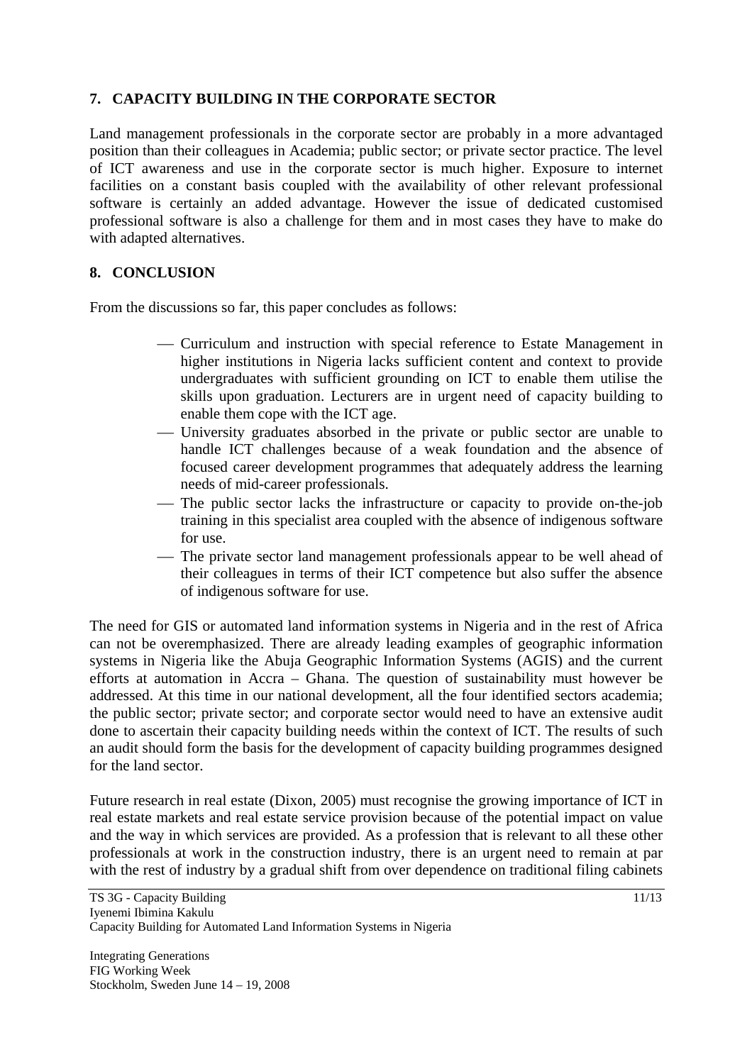## 7. CAPACITY BUILDING IN THE CORPORATE SECTOR

Land management professionals in the corporate sector are probably in a more advantaged position than their colleagues in Academia; public sector; or private sector practice. The level of ICT awareness and use in the corporate sector is much higher. Exposure to internet facilities on a constant basis coupled with the availability of other relevant professional software is certainly an added advantage. However the issue of dedicated customised professional software is also a challenge for them and in most cases they have to make do with adapted alternatives.

## 8. CONCLUSION

From the discussions so far, this paper concludes as follows:

- Curriculum and instruction with special reference to Estate Management in higher institutions in Nigeria lacks sufficient content and context to provide undergraduates with sufficient grounding on ICT to enable them utilise the skills upon graduation. Lecturers are in urgent need of capacity building to enable them cope with the ICT age.
- University graduates absorbed in the private or public sector are unable to handle ICT challenges because of a weak foundation and the absence of focused career development programmes that adequately address the learning needs of mid-career professionals.
- The public sector lacks the infrastructure or capacity to provide on-the-job training in this specialist area coupled with the absence of indigenous software for use.
- The private sector land management professionals appear to be well ahead of their colleagues in terms of their ICT competence but also suffer the absence of indigenous software for use.

The need for GIS or automated land information systems in Nigeria and in the rest of Africa can not be overemphasized. There are already leading examples of geographic information systems in Nigeria like the Abuja Geographic Information Systems (AGIS) and the current efforts at automation in Accra – Ghana. The question of sustainability must however be addressed. At this time in our national development, all the four identified sectors academia; the public sector; private sector; and corporate sector would need to have an extensive audit done to ascertain their capacity building needs within the context of ICT. The results of such an audit should form the basis for the development of capacity building programmes designed for the land sector.

Future research in real estate (Dixon, 2005) must recognise the growing importance of ICT in real estate markets and real estate service provision because of the potential impact on value and the way in which services are provided. As a profession that is relevant to all these other professionals at work in the construction industry, there is an urgent need to remain at par with the rest of industry by a gradual shift from over dependence on traditional filing cabinets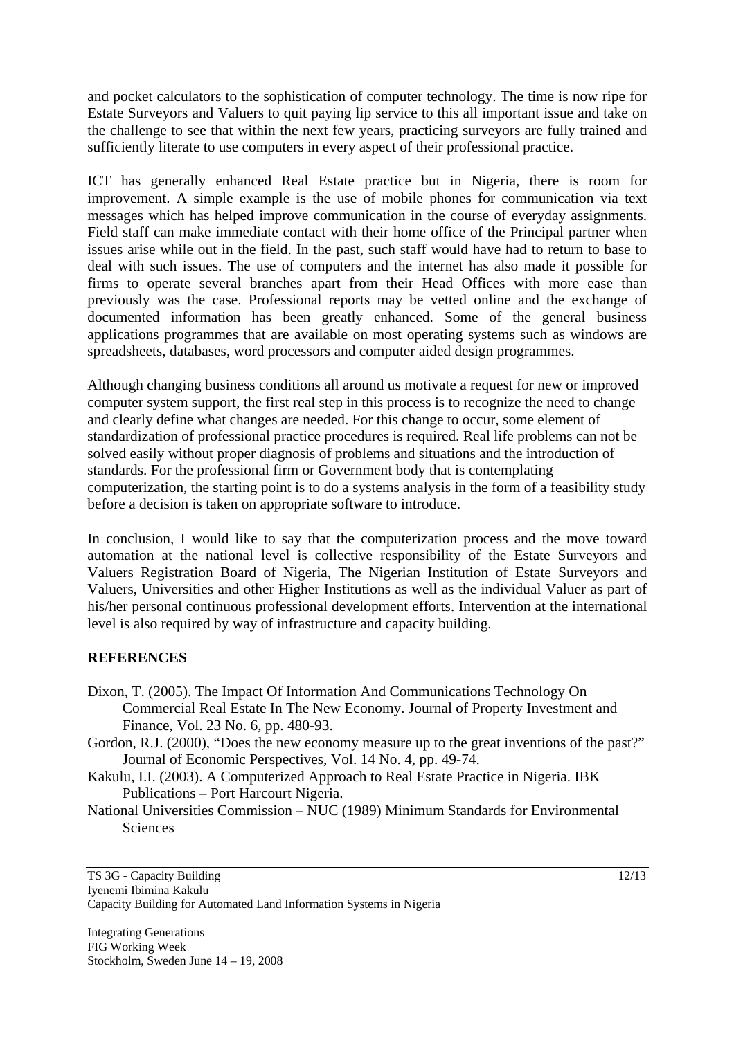and pocket calculators to the sophistication of computer technology. The time is now ripe for Estate Surveyors and Valuers to quit paying lip service to this all important issue and take on the challenge to see that within the next few years, practicing surveyors are fully trained and sufficiently literate to use computers in every aspect of their professional practice.

ICT has generally enhanced Real Estate practice but in Nigeria, there is room for improvement. A simple example is the use of mobile phones for communication via text messages which has helped improve communication in the course of everyday assignments. Field staff can make immediate contact with their home office of the Principal partner when issues arise while out in the field. In the past, such staff would have had to return to base to deal with such issues. The use of computers and the internet has also made it possible for firms to operate several branches apart from their Head Offices with more ease than previously was the case. Professional reports may be vetted online and the exchange of documented information has been greatly enhanced. Some of the general business applications programmes that are available on most operating systems such as windows are spreadsheets, databases, word processors and computer aided design programmes.

Although changing business conditions all around us motivate a request for new or improved computer system support, the first real step in this process is to recognize the need to change and clearly define what changes are needed. For this change to occur, some element of standardization of professional practice procedures is required. Real life problems can not be solved easily without proper diagnosis of problems and situations and the introduction of standards. For the professional firm or Government body that is contemplating computerization, the starting point is to do a systems analysis in the form of a feasibility study before a decision is taken on appropriate software to introduce.

In conclusion, I would like to say that the computerization process and the move toward automation at the national level is collective responsibility of the Estate Surveyors and Valuers Registration Board of Nigeria, The Nigerian Institution of Estate Surveyors and Valuers, Universities and other Higher Institutions as well as the individual Valuer as part of his/her personal continuous professional development efforts. Intervention at the international level is also required by way of infrastructure and capacity building.

## REFERENCES

Dixon, T. (2005). The Impact Of Information And Communications Technology On Commercial Real Estate In The New Economy. Journal of Property Investment and Finance, Vol. 23 No. 6, pp. 480-93.

Gordon, R.J. (2000), "Does the new economy measure up to the great inventions of the past?" Journal of Economic Perspectives, Vol. 14 No. 4, pp. 49-74.

Kakulu, I.I. (2003). A Computerized Approach to Real Estate Practice in Nigeria. IBK Publications – Port Harcourt Nigeria.

National Universities Commission – NUC (1989) Minimum Standards for Environmental Sciences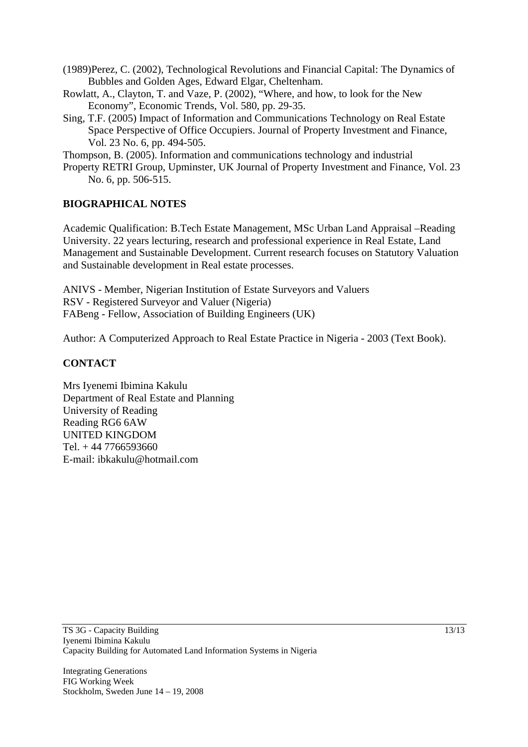(1989)Perez, C. (2002), Technological Revolutions and Financial Capital: The Dynamics of Bubbles and Golden Ages, Edward Elgar, Cheltenham.

Rowlatt, A., Clayton, T. and Vaze, P. (2002), "Where, and how, to look for the New Economy", Economic Trends, Vol. 580, pp. 29-35.

Sing, T.F. (2005) Impact of Information and Communications Technology on Real Estate Space Perspective of Office Occupiers. Journal of Property Investment and Finance, Vol. 23 No. 6, pp. 494-505.

Thompson, B. (2005). Information and communications technology and industrial

Property RETRI Group, Upminster, UK Journal of Property Investment and Finance, Vol. 23 No. 6, pp. 506-515.

## BIOGRAPHICAL NOTES

Academic Qualification: B.Tech Estate Management, MSc Urban Land Appraisal –Reading University. 22 years lecturing, research and professional experience in Real Estate, Land Management and Sustainable Development. Current research focuses on Statutory Valuation and Sustainable development in Real estate processes.

ANIVS - Member, Nigerian Institution of Estate Surveyors and Valuers
RSV - Registered Surveyor and Valuer (Nigeria)
FABeng - Fellow, Association of Building Engineers (UK)

Author: A Computerized Approach to Real Estate Practice in Nigeria - 2003 (Text Book).

## CONTACT

Mrs Iyenemi Ibimina Kakulu
Department of Real Estate and Planning
University of Reading
Reading RG6 6AW
UNITED KINGDOM
Tel. + 44 7766593660
E-mail: ibkakulu@hotmail.com